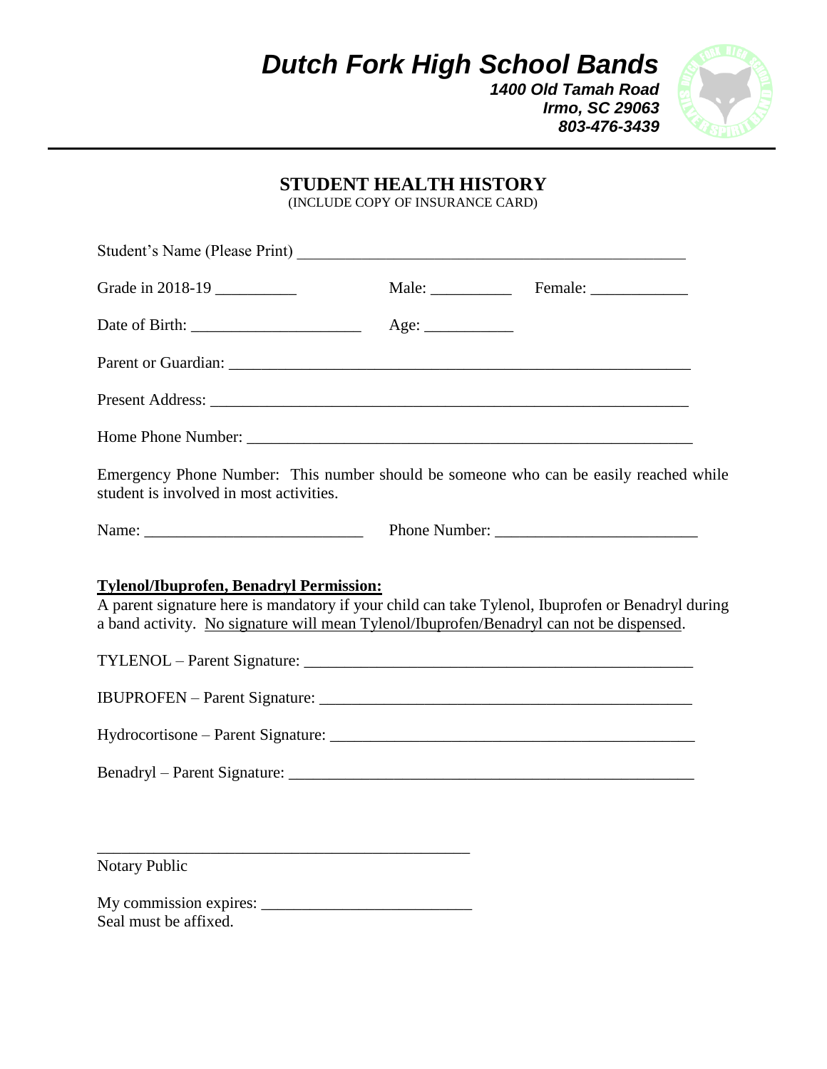# *Dutch Fork High School Bands*

***1400 Old Tamah Road***
***Irmo, SC 29063***
***803-476-3439***

## STUDENT HEALTH HISTORY

(INCLUDE COPY OF INSURANCE CARD)

Student's Name (Please Print) ________________________________________________

Grade in 2018-19 __________ Male: __________ Female: ____________

Date of Birth: _____________________ Age: ___________

Parent or Guardian: ____________________________________________________________

Present Address: ______________________________________________________________

Home Phone Number: ___________________________________________________________

Emergency Phone Number: This number should be someone who can be easily reached while student is involved in most activities.

Name: ___________________________ Phone Number: _________________________

**Tylenol/Ibuprofen, Benadryl Permission:**

A parent signature here is mandatory if your child can take Tylenol, Ibuprofen or Benadryl during a band activity. No signature will mean Tylenol/Ibuprofen/Benadryl can not be dispensed.

TYLENOL – Parent Signature: _________________________________________________

IBUPROFEN – Parent Signature: _______________________________________________

Hydrocortisone – Parent Signature: ____________________________________________

Benadryl – Parent Signature: ___________________________________________________

_______________________________________________
Notary Public

My commission expires: __________________________
Seal must be affixed.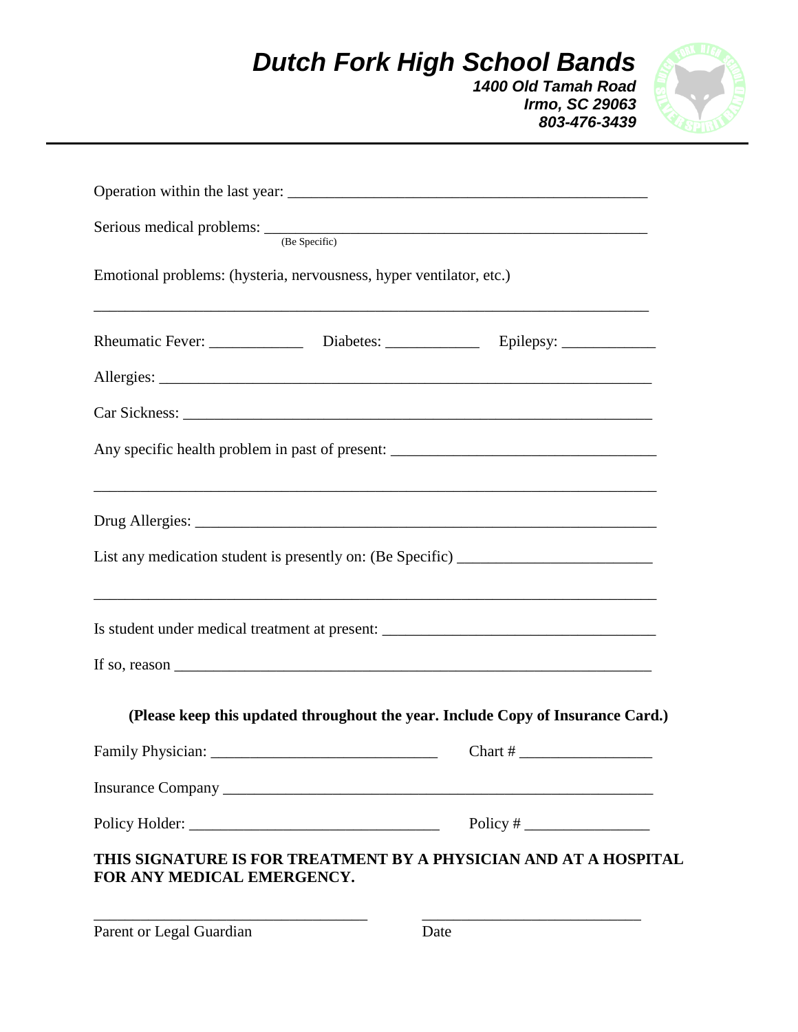# *Dutch Fork High School Bands*

***1400 Old Tamah Road***
***Irmo, SC 29063***
***803-476-3439***

---

Operation within the last year: ______________________________________________

Serious medical problems: ________________________________________________
(Be Specific)

Emotional problems: (hysteria, nervousness, hyper ventilator, etc.)

_______________________________________________________________________

Rheumatic Fever: ____________ Diabetes: ____________ Epilepsy: ____________

Allergies: ______________________________________________________________

Car Sickness: ___________________________________________________________

Any specific health problem in past of present: _________________________________

_______________________________________________________________________

Drug Allergies: __________________________________________________________

List any medication student is presently on: (Be Specific) ________________________

_______________________________________________________________________

Is student under medical treatment at present: __________________________________

If so, reason ____________________________________________________________

**(Please keep this updated throughout the year. Include Copy of Insurance Card.)**

Family Physician: ____________________________ Chart # ________________

Insurance Company _______________________________________________________

Policy Holder: _________________________________ Policy # ________________

**THIS SIGNATURE IS FOR TREATMENT BY A PHYSICIAN AND AT A HOSPITAL FOR ANY MEDICAL EMERGENCY.**

___________________________________ ____________________________
Parent or Legal Guardian Date